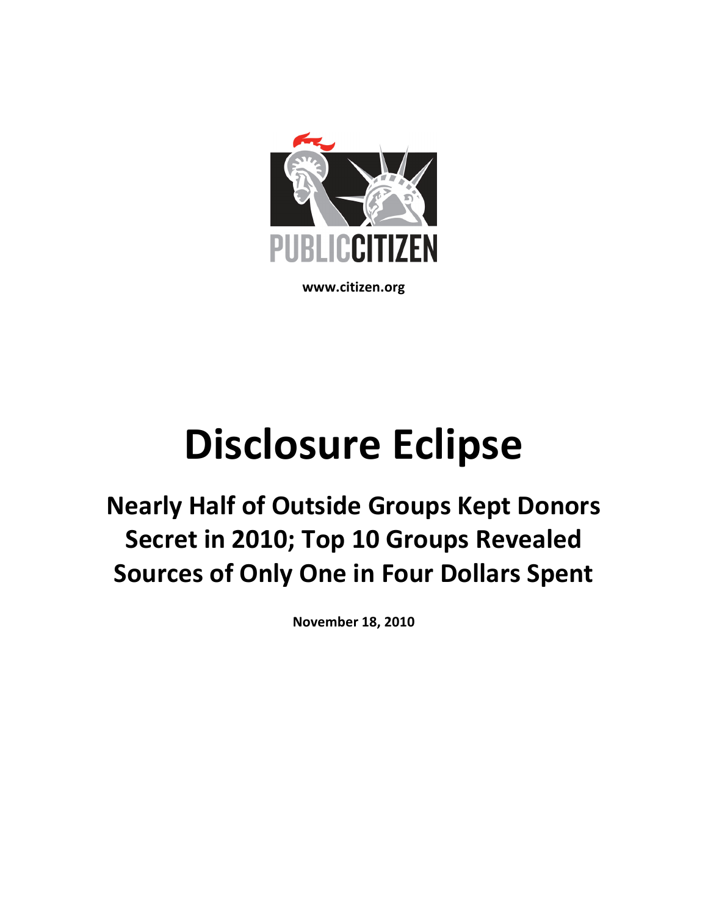PUBLIC CITIZEN

www.citizen.org

# Disclosure Eclipse

## Nearly Half of Outside Groups Kept Donors Secret in 2010; Top 10 Groups Revealed Sources of Only One in Four Dollars Spent

**November 18, 2010**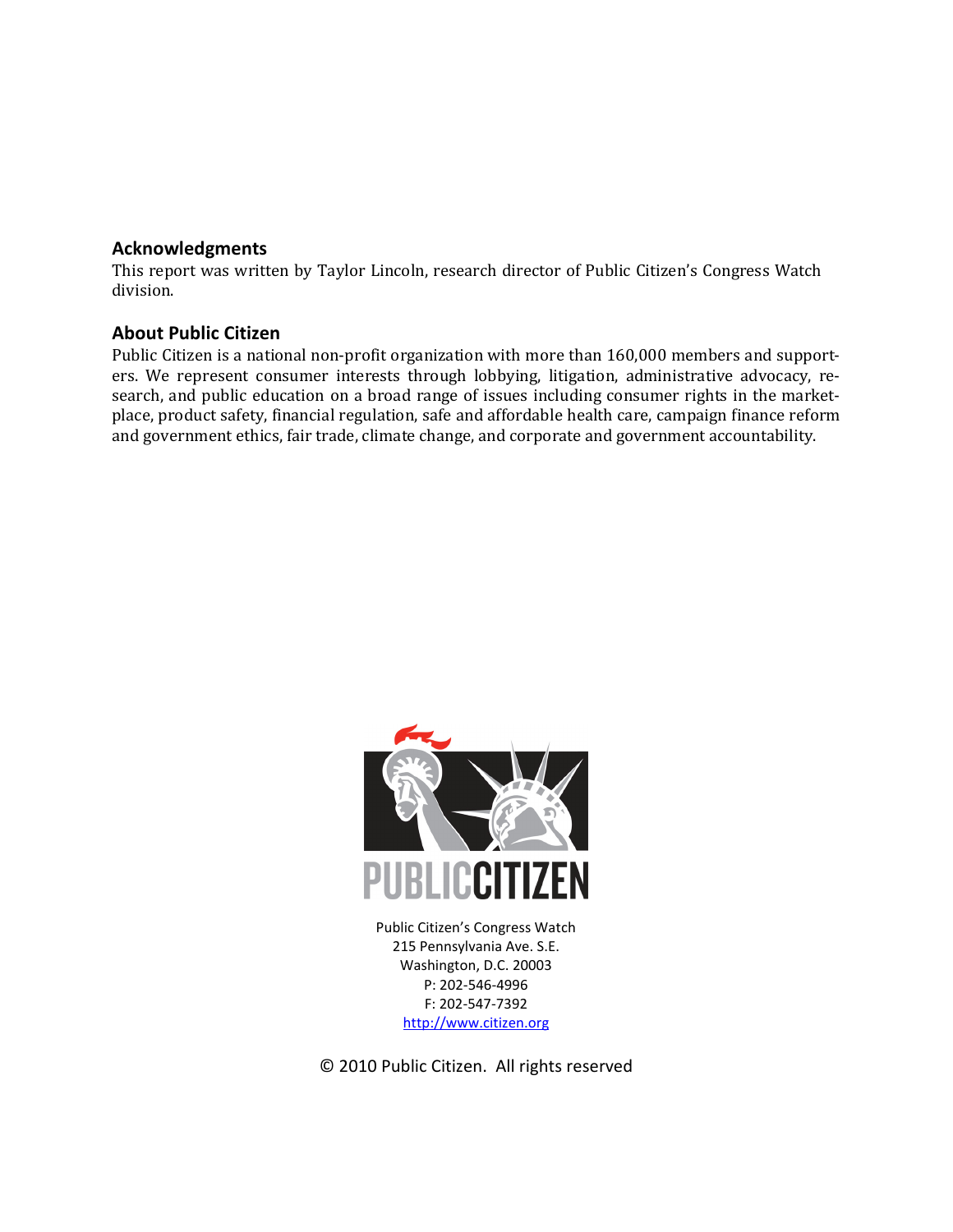## Acknowledgments

This report was written by Taylor Lincoln, research director of Public Citizen's Congress Watch division.

## About Public Citizen

Public Citizen is a national non-profit organization with more than 160,000 members and supporters. We represent consumer interests through lobbying, litigation, administrative advocacy, research, and public education on a broad range of issues including consumer rights in the marketplace, product safety, financial regulation, safe and affordable health care, campaign finance reform and government ethics, fair trade, climate change, and corporate and government accountability.

PUBLIC CITIZEN

Public Citizen's Congress Watch
215 Pennsylvania Ave. S.E.
Washington, D.C. 20003
P: 202-546-4996
F: 202-547-7392
http://www.citizen.org

© 2010 Public Citizen. All rights reserved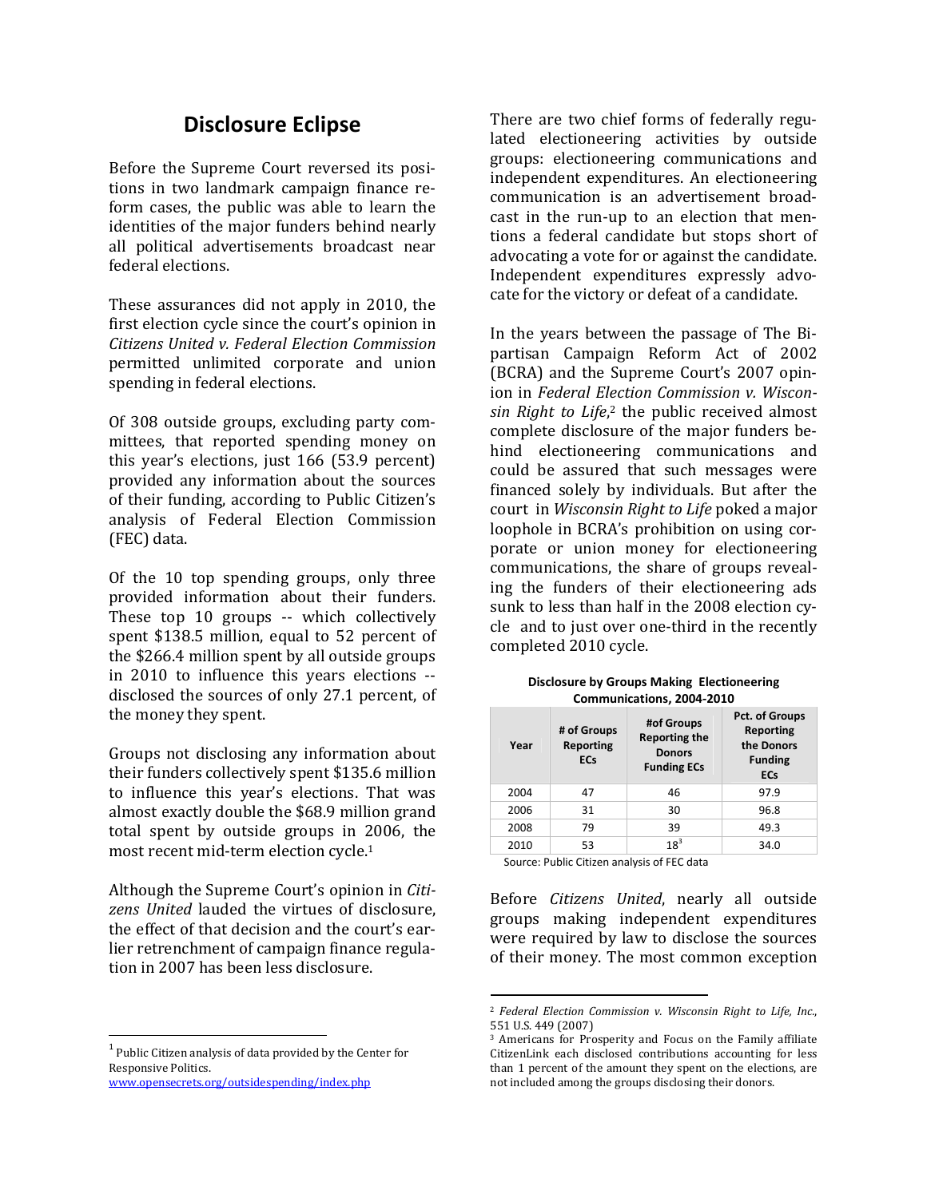## Disclosure Eclipse

Before the Supreme Court reversed its positions in two landmark campaign finance reform cases, the public was able to learn the identities of the major funders behind nearly all political advertisements broadcast near federal elections.

These assurances did not apply in 2010, the first election cycle since the court's opinion in *Citizens United v. Federal Election Commission* permitted unlimited corporate and union spending in federal elections.

Of 308 outside groups, excluding party committees, that reported spending money on this year's elections, just 166 (53.9 percent) provided any information about the sources of their funding, according to Public Citizen's analysis of Federal Election Commission (FEC) data.

Of the 10 top spending groups, only three provided information about their funders. These top 10 groups -- which collectively spent $138.5 million, equal to 52 percent of the $266.4 million spent by all outside groups in 2010 to influence this years elections -- disclosed the sources of only 27.1 percent, of the money they spent.

Groups not disclosing any information about their funders collectively spent $135.6 million to influence this year's elections. That was almost exactly double the $68.9 million grand total spent by outside groups in 2006, the most recent mid-term election cycle.[1]

Although the Supreme Court's opinion in *Citizens United* lauded the virtues of disclosure, the effect of that decision and the court's earlier retrenchment of campaign finance regulation in 2007 has been less disclosure.

There are two chief forms of federally regulated electioneering activities by outside groups: electioneering communications and independent expenditures. An electioneering communication is an advertisement broadcast in the run-up to an election that mentions a federal candidate but stops short of advocating a vote for or against the candidate. Independent expenditures expressly advocate for the victory or defeat of a candidate.

In the years between the passage of The Bipartisan Campaign Reform Act of 2002 (BCRA) and the Supreme Court's 2007 opinion in *Federal Election Commission v. Wisconsin Right to Life*,[2] the public received almost complete disclosure of the major funders behind electioneering communications and could be assured that such messages were financed solely by individuals. But after the court in *Wisconsin Right to Life* poked a major loophole in BCRA's prohibition on using corporate or union money for electioneering communications, the share of groups revealing the funders of their electioneering ads sunk to less than half in the 2008 election cycle and to just over one-third in the recently completed 2010 cycle.

**Disclosure by Groups Making Electioneering Communications, 2004-2010**

| Year | # of Groups Reporting ECs | #of Groups Reporting the Donors Funding ECs | Pct. of Groups Reporting the Donors Funding ECs |
|---|---|---|---|
| 2004 | 47 | 46 | 97.9 |
| 2006 | 31 | 30 | 96.8 |
| 2008 | 79 | 39 | 49.3 |
| 2010 | 53 | 18[3] | 34.0 |

Source: Public Citizen analysis of FEC data

Before *Citizens United*, nearly all outside groups making independent expenditures were required by law to disclose the sources of their money. The most common exception

---

[1] Public Citizen analysis of data provided by the Center for Responsive Politics. www.opensecrets.org/outsidespending/index.php

[2] *Federal Election Commission v. Wisconsin Right to Life, Inc.*, 551 U.S. 449 (2007)

[3] Americans for Prosperity and Focus on the Family affiliate CitizenLink each disclosed contributions accounting for less than 1 percent of the amount they spent on the elections, are not included among the groups disclosing their donors.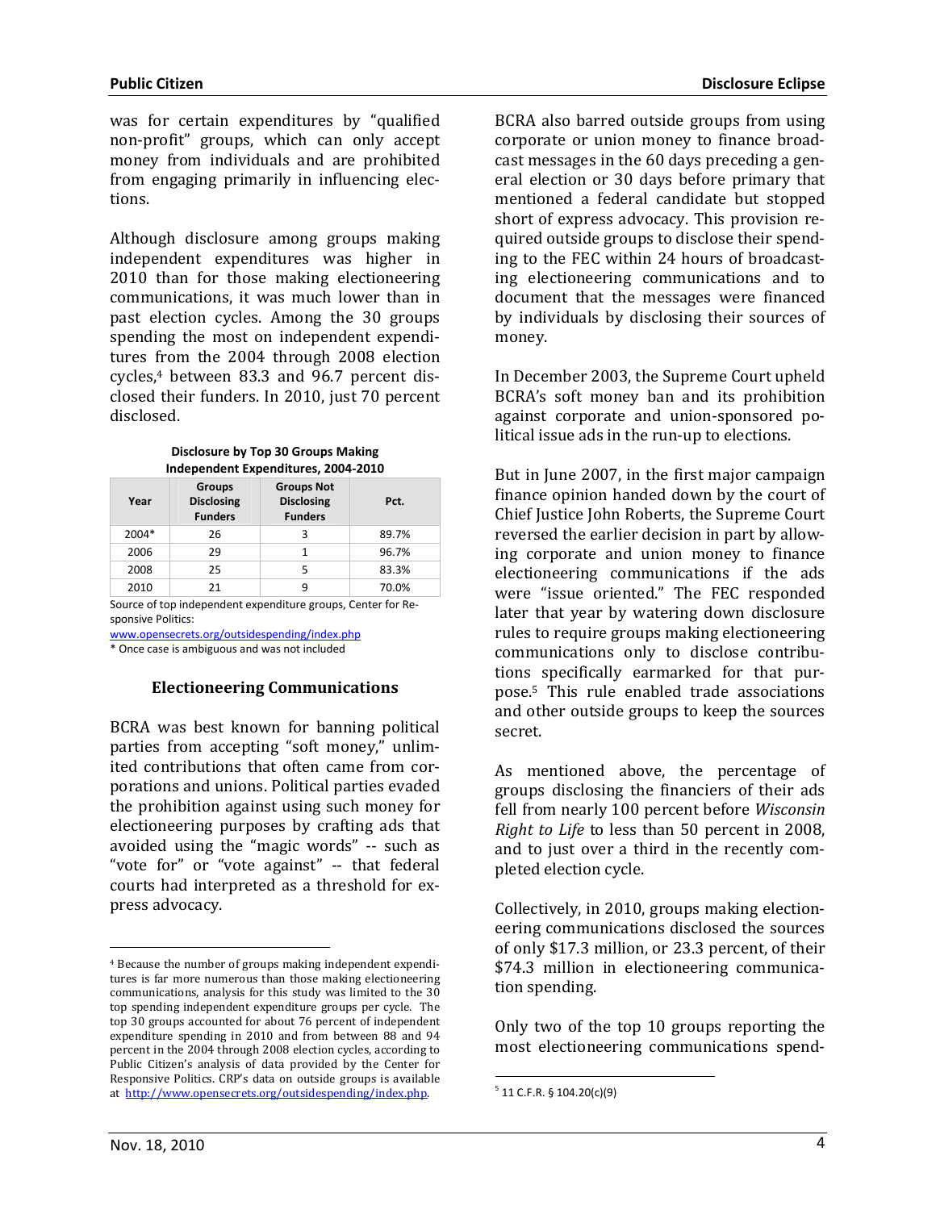was for certain expenditures by "qualified non-profit" groups, which can only accept money from individuals and are prohibited from engaging primarily in influencing elections.

Although disclosure among groups making independent expenditures was higher in 2010 than for those making electioneering communications, it was much lower than in past election cycles. Among the 30 groups spending the most on independent expenditures from the 2004 through 2008 election cycles,[4] between 83.3 and 96.7 percent disclosed their funders. In 2010, just 70 percent disclosed.

**Disclosure by Top 30 Groups Making Independent Expenditures, 2004-2010**

| Year | Groups Disclosing Funders | Groups Not Disclosing Funders | Pct. |
|---|---|---|---|
| 2004* | 26 | 3 | 89.7% |
| 2006 | 29 | 1 | 96.7% |
| 2008 | 25 | 5 | 83.3% |
| 2010 | 21 | 9 | 70.0% |

Source of top independent expenditure groups, Center for Responsive Politics: www.opensecrets.org/outsidespending/index.php

* Once case is ambiguous and was not included

### Electioneering Communications

BCRA was best known for banning political parties from accepting "soft money," unlimited contributions that often came from corporations and unions. Political parties evaded the prohibition against using such money for electioneering purposes by crafting ads that avoided using the "magic words" -- such as "vote for" or "vote against" -- that federal courts had interpreted as a threshold for express advocacy.

BCRA also barred outside groups from using corporate or union money to finance broadcast messages in the 60 days preceding a general election or 30 days before primary that mentioned a federal candidate but stopped short of express advocacy. This provision required outside groups to disclose their spending to the FEC within 24 hours of broadcasting electioneering communications and to document that the messages were financed by individuals by disclosing their sources of money.

In December 2003, the Supreme Court upheld BCRA's soft money ban and its prohibition against corporate and union-sponsored political issue ads in the run-up to elections.

But in June 2007, in the first major campaign finance opinion handed down by the court of Chief Justice John Roberts, the Supreme Court reversed the earlier decision in part by allowing corporate and union money to finance electioneering communications if the ads were "issue oriented." The FEC responded later that year by watering down disclosure rules to require groups making electioneering communications only to disclose contributions specifically earmarked for that purpose.[5] This rule enabled trade associations and other outside groups to keep the sources secret.

As mentioned above, the percentage of groups disclosing the financiers of their ads fell from nearly 100 percent before *Wisconsin Right to Life* to less than 50 percent in 2008, and to just over a third in the recently completed election cycle.

Collectively, in 2010, groups making electioneering communications disclosed the sources of only $17.3 million, or 23.3 percent, of their $74.3 million in electioneering communication spending.

Only two of the top 10 groups reporting the most electioneering communications spend-

---

[4] Because the number of groups making independent expenditures is far more numerous than those making electioneering communications, analysis for this study was limited to the 30 top spending independent expenditure groups per cycle. The top 30 groups accounted for about 76 percent of independent expenditure spending in 2010 and from between 88 and 94 percent in the 2004 through 2008 election cycles, according to Public Citizen's analysis of data provided by the Center for Responsive Politics. CRP's data on outside groups is available at http://www.opensecrets.org/outsidespending/index.php.

[5] 11 C.F.R. § 104.20(c)(9)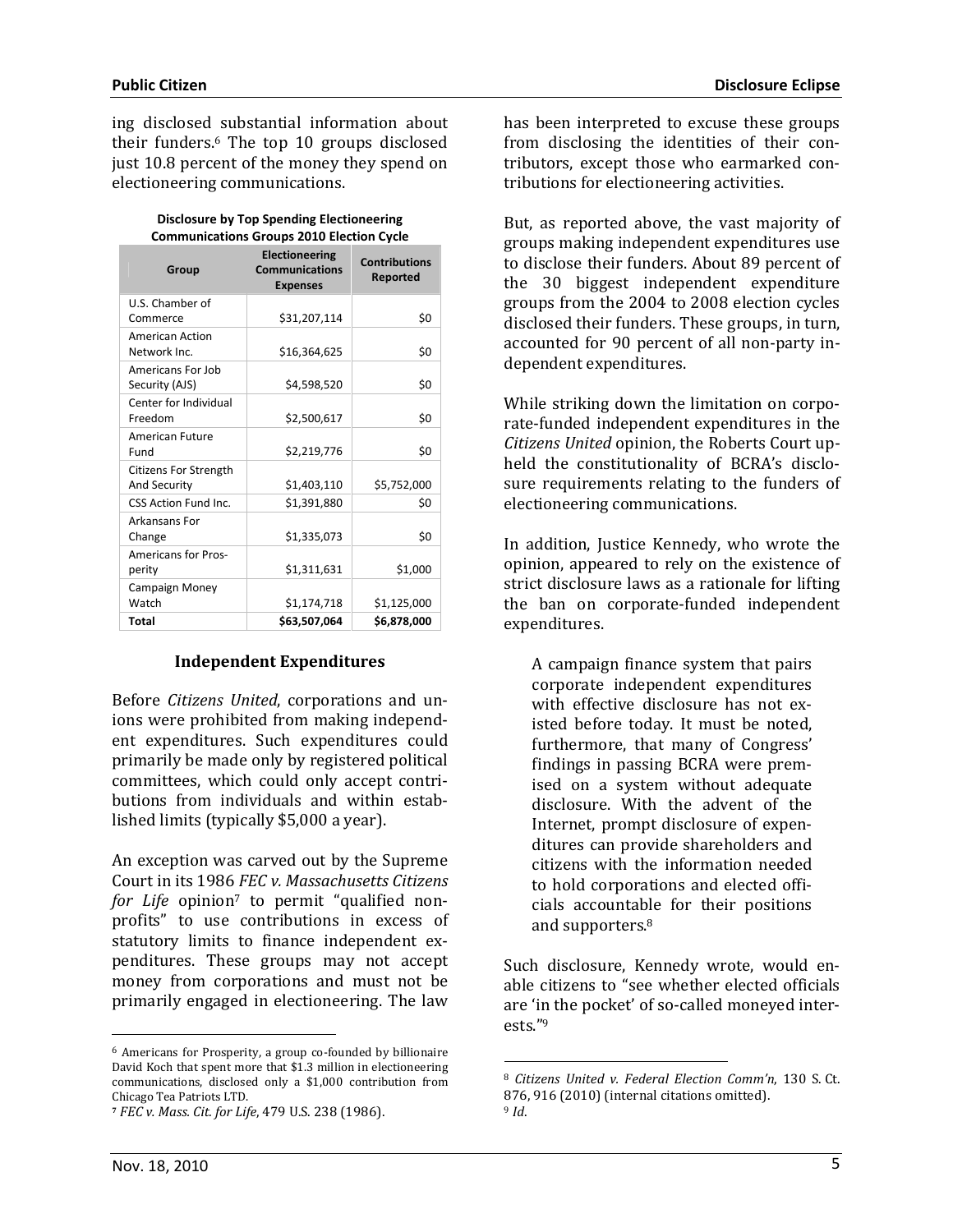ing disclosed substantial information about their funders.[6] The top 10 groups disclosed just 10.8 percent of the money they spend on electioneering communications.

**Disclosure by Top Spending Electioneering Communications Groups 2010 Election Cycle**

| Group | Electioneering Communications Expenses | Contributions Reported |
|---|---|---|
| U.S. Chamber of Commerce | $31,207,114 | $0 |
| American Action Network Inc. | $16,364,625 | $0 |
| Americans For Job Security (AJS) | $4,598,520 | $0 |
| Center for Individual Freedom | $2,500,617 | $0 |
| American Future Fund | $2,219,776 | $0 |
| Citizens For Strength And Security | $1,403,110 | $5,752,000 |
| CSS Action Fund Inc. | $1,391,880 | $0 |
| Arkansans For Change | $1,335,073 | $0 |
| Americans for Prosperity | $1,311,631 | $1,000 |
| Campaign Money Watch | $1,174,718 | $1,125,000 |
| **Total** | **$63,507,064** | **$6,878,000** |

### Independent Expenditures

Before *Citizens United*, corporations and unions were prohibited from making independent expenditures. Such expenditures could primarily be made only by registered political committees, which could only accept contributions from individuals and within established limits (typically $5,000 a year).

An exception was carved out by the Supreme Court in its 1986 *FEC v. Massachusetts Citizens for Life* opinion[7] to permit "qualified nonprofits" to use contributions in excess of statutory limits to finance independent expenditures. These groups may not accept money from corporations and must not be primarily engaged in electioneering. The law has been interpreted to excuse these groups from disclosing the identities of their contributors, except those who earmarked contributions for electioneering activities.

But, as reported above, the vast majority of groups making independent expenditures use to disclose their funders. About 89 percent of the 30 biggest independent expenditure groups from the 2004 to 2008 election cycles disclosed their funders. These groups, in turn, accounted for 90 percent of all non-party independent expenditures.

While striking down the limitation on corporate-funded independent expenditures in the *Citizens United* opinion, the Roberts Court upheld the constitutionality of BCRA's disclosure requirements relating to the funders of electioneering communications.

In addition, Justice Kennedy, who wrote the opinion, appeared to rely on the existence of strict disclosure laws as a rationale for lifting the ban on corporate-funded independent expenditures.

> A campaign finance system that pairs corporate independent expenditures with effective disclosure has not existed before today. It must be noted, furthermore, that many of Congress' findings in passing BCRA were premised on a system without adequate disclosure. With the advent of the Internet, prompt disclosure of expenditures can provide shareholders and citizens with the information needed to hold corporations and elected officials accountable for their positions and supporters.[8]

Such disclosure, Kennedy wrote, would enable citizens to "see whether elected officials are 'in the pocket' of so-called moneyed interests."[9]

---

[6] Americans for Prosperity, a group co-founded by billionaire David Koch that spent more that $1.3 million in electioneering communications, disclosed only a $1,000 contribution from Chicago Tea Patriots LTD.

[7] *FEC v. Mass. Cit. for Life*, 479 U.S. 238 (1986).

[8] *Citizens United v. Federal Election Comm'n*, 130 S. Ct. 876, 916 (2010) (internal citations omitted).

[9] *Id.*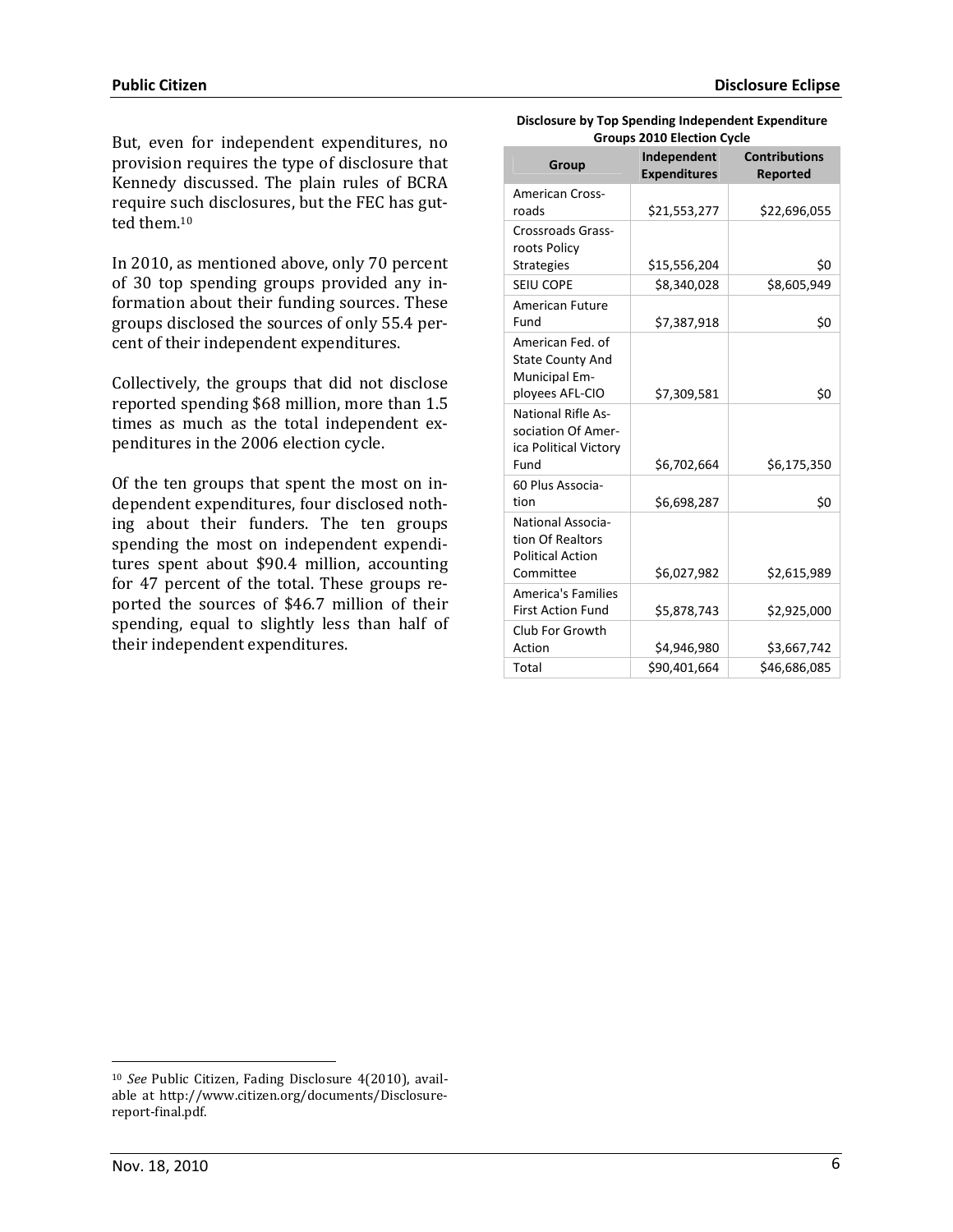But, even for independent expenditures, no provision requires the type of disclosure that Kennedy discussed. The plain rules of BCRA require such disclosures, but the FEC has gutted them.[10]

In 2010, as mentioned above, only 70 percent of 30 top spending groups provided any information about their funding sources. These groups disclosed the sources of only 55.4 percent of their independent expenditures.

Collectively, the groups that did not disclose reported spending $68 million, more than 1.5 times as much as the total independent expenditures in the 2006 election cycle.

Of the ten groups that spent the most on independent expenditures, four disclosed nothing about their funders. The ten groups spending the most on independent expenditures spent about $90.4 million, accounting for 47 percent of the total. These groups reported the sources of $46.7 million of their spending, equal to slightly less than half of their independent expenditures.

**Disclosure by Top Spending Independent Expenditure Groups 2010 Election Cycle**

| Group | Independent Expenditures | Contributions Reported |
|---|---|---|
| American Crossroads | $21,553,277 | $22,696,055 |
| Crossroads Grassroots Policy Strategies | $15,556,204 | $0 |
| SEIU COPE | $8,340,028 | $8,605,949 |
| American Future Fund | $7,387,918 | $0 |
| American Fed. of State County And Municipal Employees AFL-CIO | $7,309,581 | $0 |
| National Rifle Association Of America Political Victory Fund | $6,702,664 | $6,175,350 |
| 60 Plus Association | $6,698,287 | $0 |
| National Association Of Realtors Political Action Committee | $6,027,982 | $2,615,989 |
| America's Families First Action Fund | $5,878,743 | $2,925,000 |
| Club For Growth Action | $4,946,980 | $3,667,742 |
| Total | $90,401,664 | $46,686,085 |

[10] *See* Public Citizen, Fading Disclosure 4(2010), available at http://www.citizen.org/documents/Disclosure-report-final.pdf.